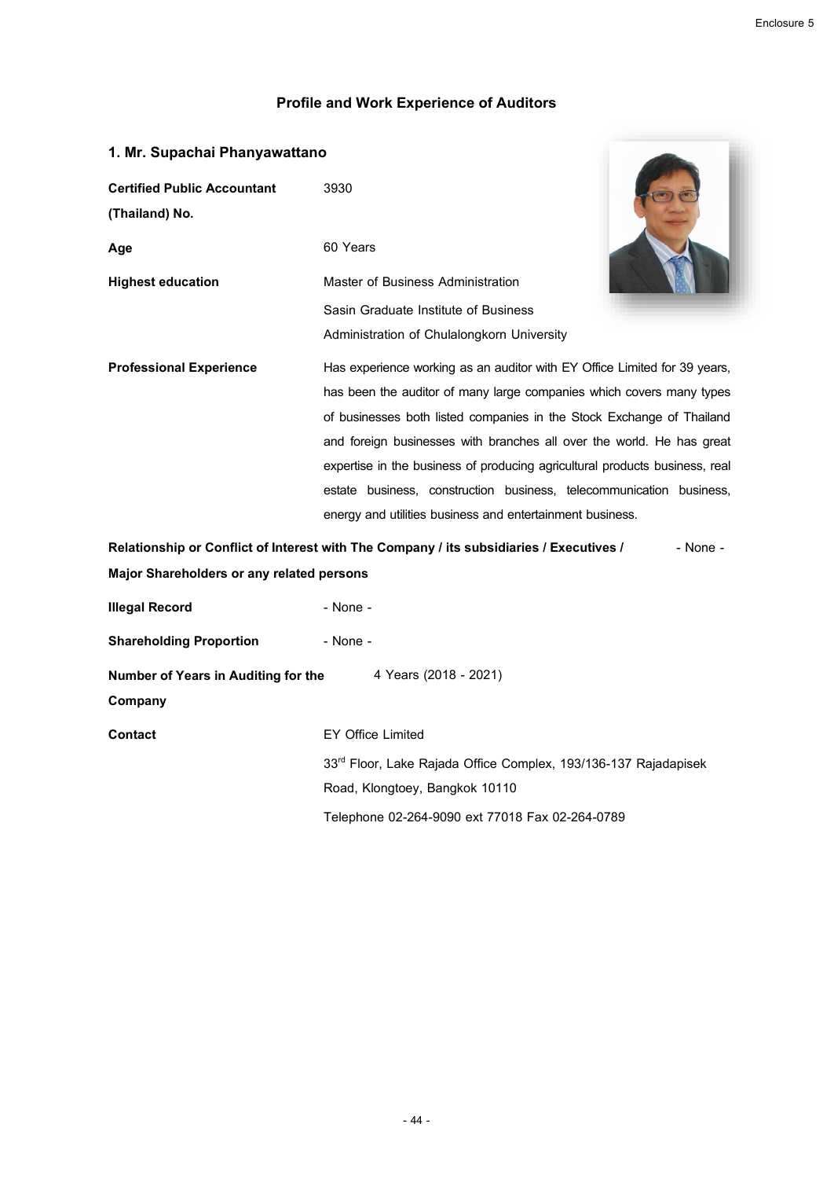## Profile and Work Experience of Auditors

### 1. Mr. Supachai Phanyawattano

**Certified Public Accountant (Thailand) No.** 3930

**Age** 60 Years

**Highest education** Master of Business Administration
Sasin Graduate Institute of Business Administration of Chulalongkorn University

**Professional Experience** Has experience working as an auditor with EY Office Limited for 39 years, has been the auditor of many large companies which covers many types of businesses both listed companies in the Stock Exchange of Thailand and foreign businesses with branches all over the world. He has great expertise in the business of producing agricultural products business, real estate business, construction business, telecommunication business, energy and utilities business and entertainment business.

**Relationship or Conflict of Interest with The Company / its subsidiaries / Executives / Major Shareholders or any related persons** - None -

**Illegal Record** - None -

**Shareholding Proportion** - None -

**Number of Years in Auditing for the Company** 4 Years (2018 - 2021)

**Contact** EY Office Limited
33rd Floor, Lake Rajada Office Complex, 193/136-137 Rajadapisek Road, Klongtoey, Bangkok 10110
Telephone 02-264-9090 ext 77018 Fax 02-264-0789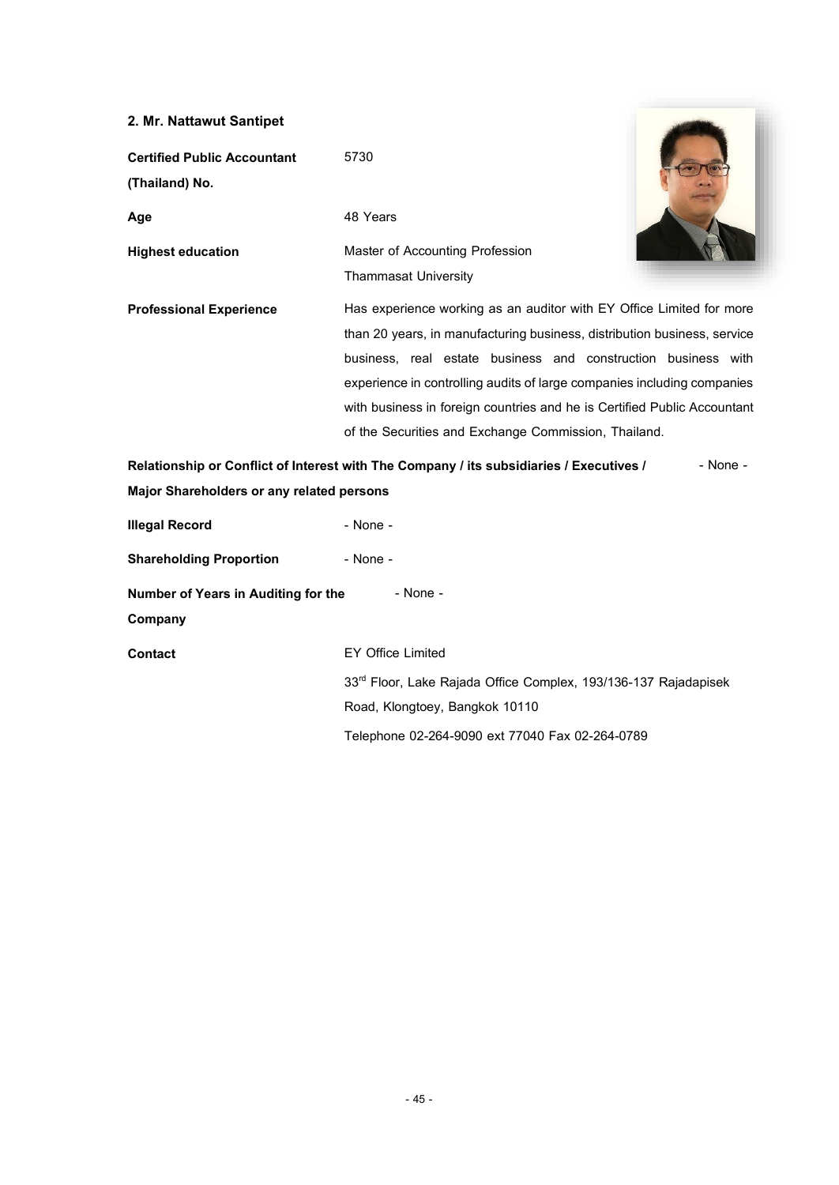## 2. Mr. Nattawut Santipet

| | |
|---|---|
| **Certified Public Accountant (Thailand) No.** | 5730 |
| **Age** | 48 Years |
| **Highest education** | Master of Accounting Profession<br>Thammasat University |
| **Professional Experience** | Has experience working as an auditor with EY Office Limited for more than 20 years, in manufacturing business, distribution business, service business, real estate business and construction business with experience in controlling audits of large companies including companies with business in foreign countries and he is Certified Public Accountant of the Securities and Exchange Commission, Thailand. |
| **Relationship or Conflict of Interest with The Company / its subsidiaries / Executives / Major Shareholders or any related persons** | - None - |
| **Illegal Record** | - None - |
| **Shareholding Proportion** | - None - |
| **Number of Years in Auditing for the Company** | - None - |
| **Contact** | EY Office Limited<br>33rd Floor, Lake Rajada Office Complex, 193/136-137 Rajadapisek Road, Klongtoey, Bangkok 10110<br>Telephone 02-264-9090 ext 77040 Fax 02-264-0789 |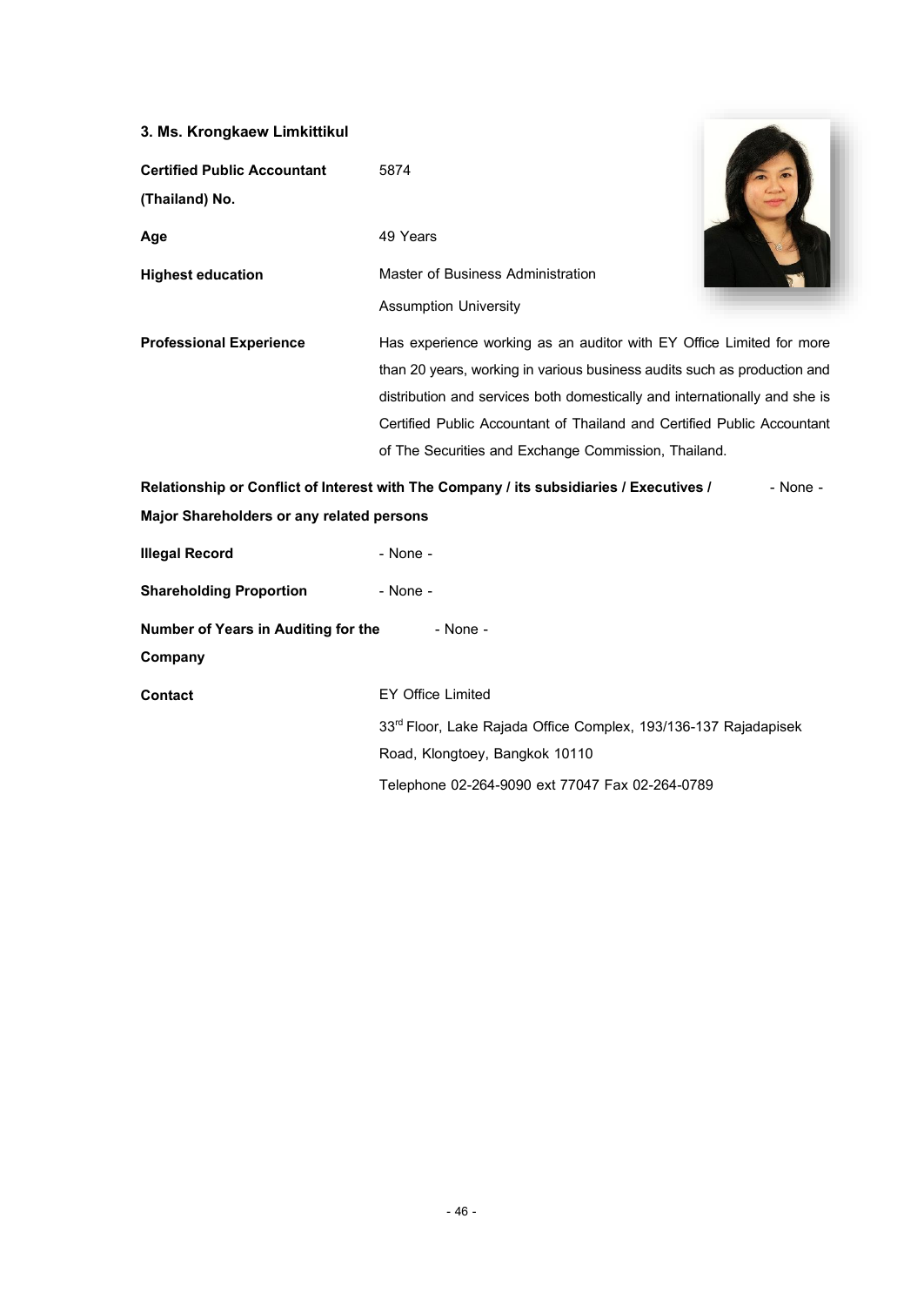### 3. Ms. Krongkaew Limkittikul

| | |
|---|---|
| **Certified Public Accountant (Thailand) No.** | 5874 |
| **Age** | 49 Years |
| **Highest education** | Master of Business Administration<br>Assumption University |
| **Professional Experience** | Has experience working as an auditor with EY Office Limited for more than 20 years, working in various business audits such as production and distribution and services both domestically and internationally and she is Certified Public Accountant of Thailand and Certified Public Accountant of The Securities and Exchange Commission, Thailand. |
| **Relationship or Conflict of Interest with The Company / its subsidiaries / Executives / Major Shareholders or any related persons** | - None - |
| **Illegal Record** | - None - |
| **Shareholding Proportion** | - None - |
| **Number of Years in Auditing for the Company** | - None - |
| **Contact** | EY Office Limited<br>33rd Floor, Lake Rajada Office Complex, 193/136-137 Rajadapisek Road, Klongtoey, Bangkok 10110<br>Telephone 02-264-9090 ext 77047 Fax 02-264-0789 |